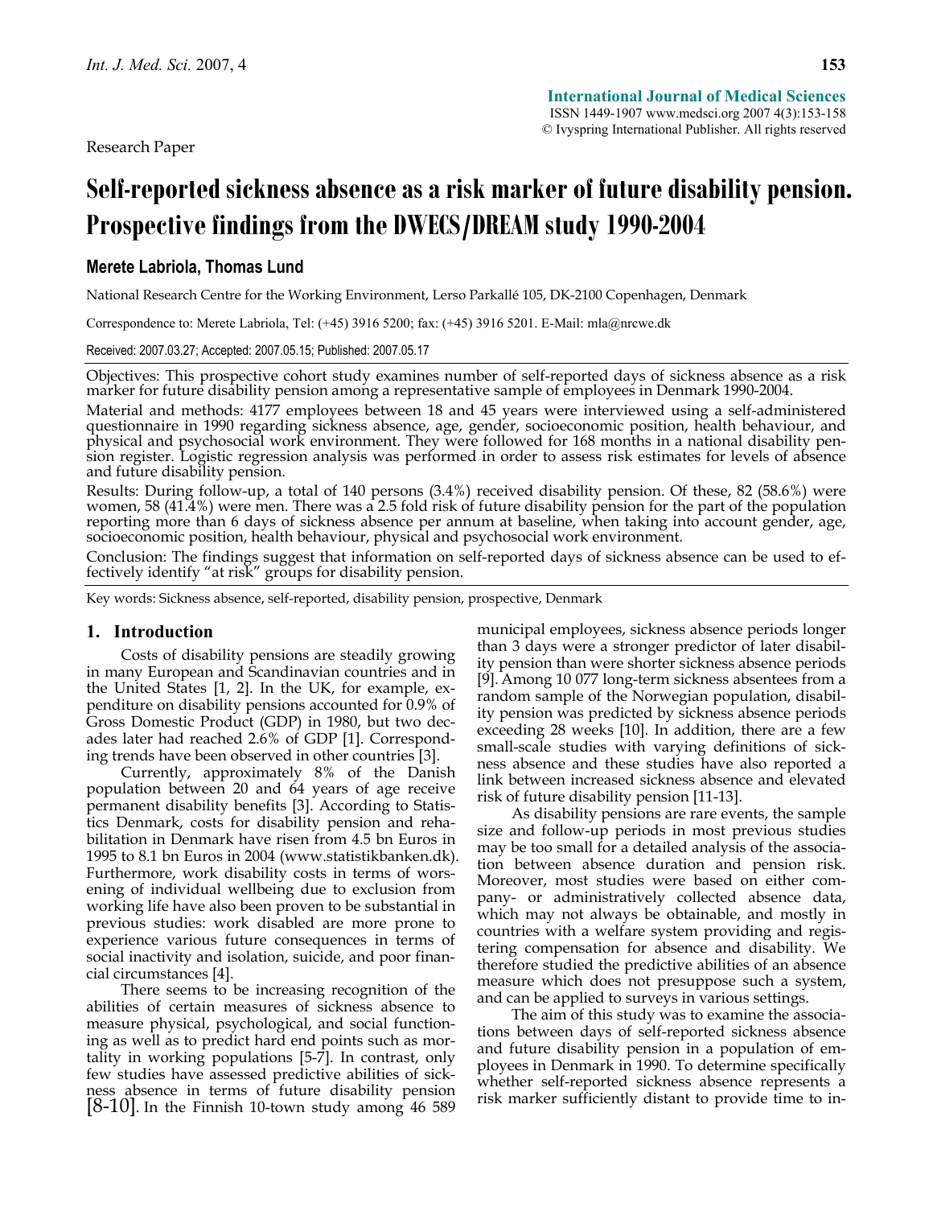Research Paper

# Self-reported sickness absence as a risk marker of future disability pension. Prospective findings from the DWECS/DREAM study 1990-2004

**Merete Labriola, Thomas Lund**

National Research Centre for the Working Environment, Lerso Parkallé 105, DK-2100 Copenhagen, Denmark

Correspondence to: Merete Labriola, Tel: (+45) 3916 5200; fax: (+45) 3916 5201. E-Mail: mla@nrcwe.dk

Received: 2007.03.27; Accepted: 2007.05.15; Published: 2007.05.17

Objectives: This prospective cohort study examines number of self-reported days of sickness absence as a risk marker for future disability pension among a representative sample of employees in Denmark 1990-2004.

Material and methods: 4177 employees between 18 and 45 years were interviewed using a self-administered questionnaire in 1990 regarding sickness absence, age, gender, socioeconomic position, health behaviour, and physical and psychosocial work environment. They were followed for 168 months in a national disability pension register. Logistic regression analysis was performed in order to assess risk estimates for levels of absence and future disability pension.

Results: During follow-up, a total of 140 persons (3.4%) received disability pension. Of these, 82 (58.6%) were women, 58 (41.4%) were men. There was a 2.5 fold risk of future disability pension for the part of the population reporting more than 6 days of sickness absence per annum at baseline, when taking into account gender, age, socioeconomic position, health behaviour, physical and psychosocial work environment.

Conclusion: The findings suggest that information on self-reported days of sickness absence can be used to effectively identify "at risk" groups for disability pension.

Key words: Sickness absence, self-reported, disability pension, prospective, Denmark

## 1. Introduction

Costs of disability pensions are steadily growing in many European and Scandinavian countries and in the United States [1, 2]. In the UK, for example, expenditure on disability pensions accounted for 0.9% of Gross Domestic Product (GDP) in 1980, but two decades later had reached 2.6% of GDP [1]. Corresponding trends have been observed in other countries [3].

Currently, approximately 8% of the Danish population between 20 and 64 years of age receive permanent disability benefits [3]. According to Statistics Denmark, costs for disability pension and rehabilitation in Denmark have risen from 4.5 bn Euros in 1995 to 8.1 bn Euros in 2004 (www.statistikbanken.dk). Furthermore, work disability costs in terms of worsening of individual wellbeing due to exclusion from working life have also been proven to be substantial in previous studies: work disabled are more prone to experience various future consequences in terms of social inactivity and isolation, suicide, and poor financial circumstances [4].

There seems to be increasing recognition of the abilities of certain measures of sickness absence to measure physical, psychological, and social functioning as well as to predict hard end points such as mortality in working populations [5-7]. In contrast, only few studies have assessed predictive abilities of sickness absence in terms of future disability pension [8-10]. In the Finnish 10-town study among 46 589 municipal employees, sickness absence periods longer than 3 days were a stronger predictor of later disability pension than were shorter sickness absence periods [9]. Among 10 077 long-term sickness absentees from a random sample of the Norwegian population, disability pension was predicted by sickness absence periods exceeding 28 weeks [10]. In addition, there are a few small-scale studies with varying definitions of sickness absence and these studies have also reported a link between increased sickness absence and elevated risk of future disability pension [11-13].

As disability pensions are rare events, the sample size and follow-up periods in most previous studies may be too small for a detailed analysis of the association between absence duration and pension risk. Moreover, most studies were based on either company- or administratively collected absence data, which may not always be obtainable, and mostly in countries with a welfare system providing and registering compensation for absence and disability. We therefore studied the predictive abilities of an absence measure which does not presuppose such a system, and can be applied to surveys in various settings.

The aim of this study was to examine the associations between days of self-reported sickness absence and future disability pension in a population of employees in Denmark in 1990. To determine specifically whether self-reported sickness absence represents a risk marker sufficiently distant to provide time to in-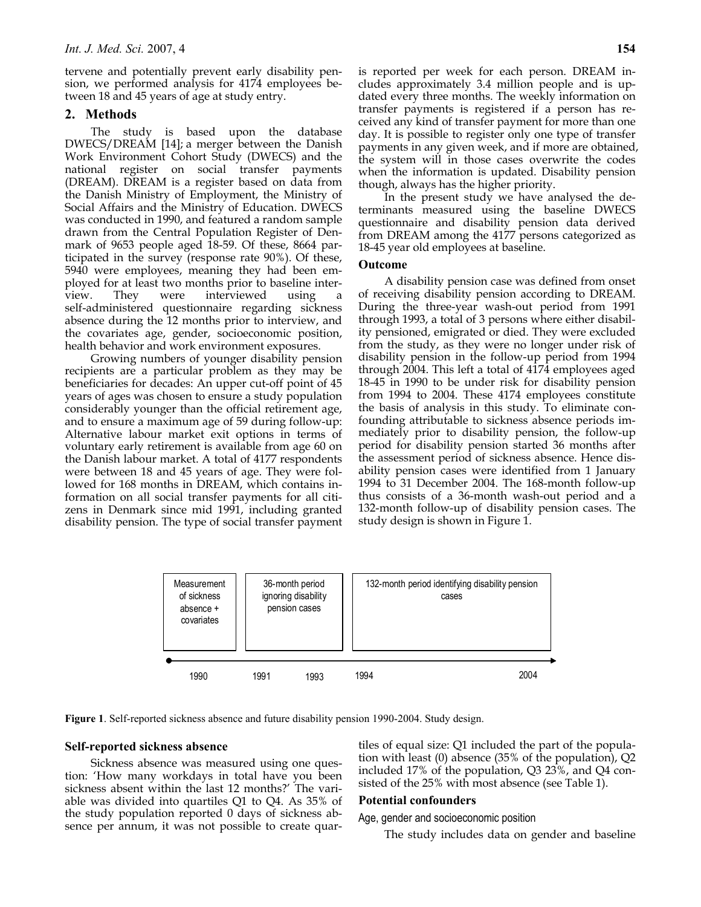tervene and potentially prevent early disability pension, we performed analysis for 4174 employees between 18 and 45 years of age at study entry.

## 2. Methods

The study is based upon the database DWECS/DREAM [14]; a merger between the Danish Work Environment Cohort Study (DWECS) and the national register on social transfer payments (DREAM). DREAM is a register based on data from the Danish Ministry of Employment, the Ministry of Social Affairs and the Ministry of Education. DWECS was conducted in 1990, and featured a random sample drawn from the Central Population Register of Denmark of 9653 people aged 18-59. Of these, 8664 participated in the survey (response rate 90%). Of these, 5940 were employees, meaning they had been employed for at least two months prior to baseline interview. They were interviewed using a self-administered questionnaire regarding sickness absence during the 12 months prior to interview, and the covariates age, gender, socioeconomic position, health behavior and work environment exposures.

Growing numbers of younger disability pension recipients are a particular problem as they may be beneficiaries for decades: An upper cut-off point of 45 years of ages was chosen to ensure a study population considerably younger than the official retirement age, and to ensure a maximum age of 59 during follow-up: Alternative labour market exit options in terms of voluntary early retirement is available from age 60 on the Danish labour market. A total of 4177 respondents were between 18 and 45 years of age. They were followed for 168 months in DREAM, which contains information on all social transfer payments for all citizens in Denmark since mid 1991, including granted disability pension. The type of social transfer payment is reported per week for each person. DREAM includes approximately 3.4 million people and is updated every three months. The weekly information on transfer payments is registered if a person has received any kind of transfer payment for more than one day. It is possible to register only one type of transfer payments in any given week, and if more are obtained, the system will in those cases overwrite the codes when the information is updated. Disability pension though, always has the higher priority.

In the present study we have analysed the determinants measured using the baseline DWECS questionnaire and disability pension data derived from DREAM among the 4177 persons categorized as 18-45 year old employees at baseline.

### Outcome

A disability pension case was defined from onset of receiving disability pension according to DREAM. During the three-year wash-out period from 1991 through 1993, a total of 3 persons where either disability pensioned, emigrated or died. They were excluded from the study, as they were no longer under risk of disability pension in the follow-up period from 1994 through 2004. This left a total of 4174 employees aged 18-45 in 1990 to be under risk for disability pension from 1994 to 2004. These 4174 employees constitute the basis of analysis in this study. To eliminate confounding attributable to sickness absence periods immediately prior to disability pension, the follow-up period for disability pension started 36 months after the assessment period of sickness absence. Hence disability pension cases were identified from 1 January 1994 to 31 December 2004. The 168-month follow-up thus consists of a 36-month wash-out period and a 132-month follow-up of disability pension cases. The study design is shown in Figure 1.

**Figure 1**. Self-reported sickness absence and future disability pension 1990-2004. Study design.

### Self-reported sickness absence

Sickness absence was measured using one question: 'How many workdays in total have you been sickness absent within the last 12 months?' The variable was divided into quartiles Q1 to Q4. As 35% of the study population reported 0 days of sickness absence per annum, it was not possible to create quartiles of equal size: Q1 included the part of the population with least (0) absence (35% of the population), Q2 included 17% of the population, Q3 23%, and Q4 consisted of the 25% with most absence (see Table 1).

### Potential confounders

#### Age, gender and socioeconomic position

The study includes data on gender and baseline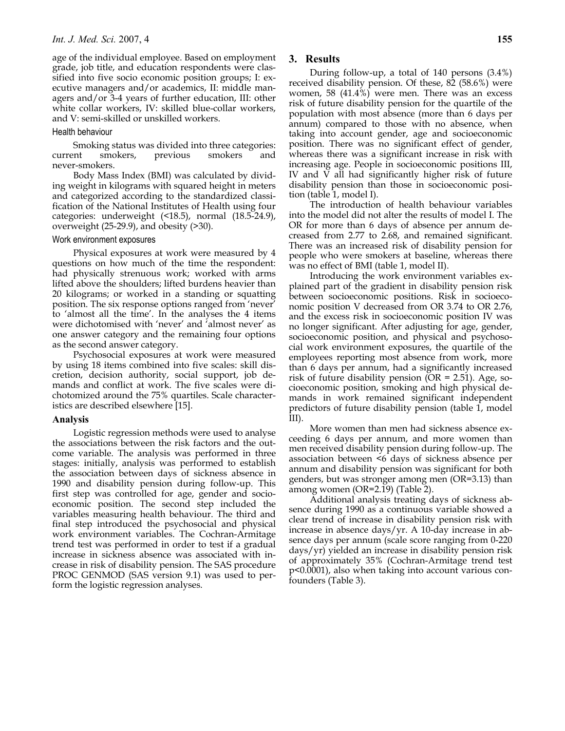age of the individual employee. Based on employment grade, job title, and education respondents were classified into five socio economic position groups; I: executive managers and/or academics, II: middle managers and/or 3-4 years of further education, III: other white collar workers, IV: skilled blue-collar workers, and V: semi-skilled or unskilled workers.

#### Health behaviour

Smoking status was divided into three categories: current smokers, previous smokers and never-smokers.

Body Mass Index (BMI) was calculated by dividing weight in kilograms with squared height in meters and categorized according to the standardized classification of the National Institutes of Health using four categories: underweight (<18.5), normal (18.5-24.9), overweight (25-29.9), and obesity (>30).

#### Work environment exposures

Physical exposures at work were measured by 4 questions on how much of the time the respondent: had physically strenuous work; worked with arms lifted above the shoulders; lifted burdens heavier than 20 kilograms; or worked in a standing or squatting position. The six response options ranged from 'never' to 'almost all the time'. In the analyses the 4 items were dichotomised with 'never' and 'almost never' as one answer category and the remaining four options as the second answer category.

Psychosocial exposures at work were measured by using 18 items combined into five scales: skill discretion, decision authority, social support, job demands and conflict at work. The five scales were dichotomized around the 75% quartiles. Scale characteristics are described elsewhere [15].

### Analysis

Logistic regression methods were used to analyse the associations between the risk factors and the outcome variable. The analysis was performed in three stages: initially, analysis was performed to establish the association between days of sickness absence in 1990 and disability pension during follow-up. This first step was controlled for age, gender and socioeconomic position. The second step included the variables measuring health behaviour. The third and final step introduced the psychosocial and physical work environment variables. The Cochran-Armitage trend test was performed in order to test if a gradual increase in sickness absence was associated with increase in risk of disability pension. The SAS procedure PROC GENMOD (SAS version 9.1) was used to perform the logistic regression analyses.

## 3. Results

During follow-up, a total of 140 persons (3.4%) received disability pension. Of these, 82 (58.6%) were women, 58 (41.4%) were men. There was an excess risk of future disability pension for the quartile of the population with most absence (more than 6 days per annum) compared to those with no absence, when taking into account gender, age and socioeconomic position. There was no significant effect of gender, whereas there was a significant increase in risk with increasing age. People in socioeconomic positions III, IV and V all had significantly higher risk of future disability pension than those in socioeconomic position (table 1, model I).

The introduction of health behaviour variables into the model did not alter the results of model I. The OR for more than 6 days of absence per annum decreased from 2.77 to 2.68, and remained significant. There was an increased risk of disability pension for people who were smokers at baseline, whereas there was no effect of BMI (table 1, model II).

Introducing the work environment variables explained part of the gradient in disability pension risk between socioeconomic positions. Risk in socioeconomic position V decreased from OR 3.74 to OR 2.76, and the excess risk in socioeconomic position IV was no longer significant. After adjusting for age, gender, socioeconomic position, and physical and psychosocial work environment exposures, the quartile of the employees reporting most absence from work, more than 6 days per annum, had a significantly increased risk of future disability pension (OR = 2.51). Age, socioeconomic position, smoking and high physical demands in work remained significant independent predictors of future disability pension (table 1, model III).

More women than men had sickness absence exceeding 6 days per annum, and more women than men received disability pension during follow-up. The association between <6 days of sickness absence per annum and disability pension was significant for both genders, but was stronger among men (OR=3.13) than among women (OR=2.19) (Table 2).

Additional analysis treating days of sickness absence during 1990 as a continuous variable showed a clear trend of increase in disability pension risk with increase in absence days/yr. A 10-day increase in absence days per annum (scale score ranging from 0-220 days/yr) yielded an increase in disability pension risk of approximately 35% (Cochran-Armitage trend test $p<0.0001$), also when taking into account various confounders (Table 3).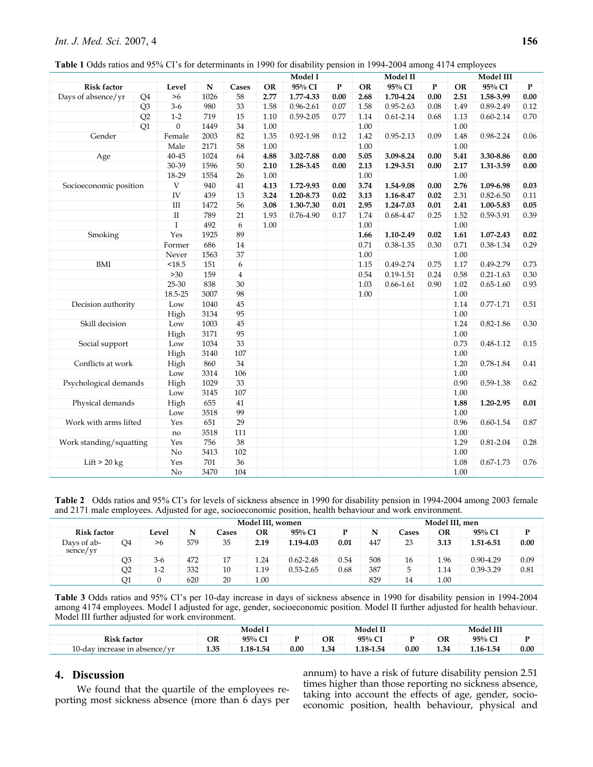**Table 1** Odds ratios and 95% CI's for determinants in 1990 for disability pension in 1994-2004 among 4174 employees

| Risk factor | | Level | N | Cases | Model I | | | Model II | | | Model III | | |
|---|---|---|---|---|---|---|---|---|---|---|---|---|---|
| | | | | | OR | 95% CI | P | OR | 95% CI | P | OR | 95% CI | P |
| Days of absence/yr | Q4 | >6 | 1026 | 58 | **2.77** | **1.77-4.33** | **0.00** | **2.68** | **1.70-4.24** | **0.00** | **2.51** | **1.58-3.99** | **0.00** |
| | Q3 | 3-6 | 980 | 33 | 1.58 | 0.96-2.61 | 0.07 | 1.58 | 0.95-2.63 | 0.08 | 1.49 | 0.89-2.49 | 0.12 |
| | Q2 | 1-2 | 719 | 15 | 1.10 | 0.59-2.05 | 0.77 | 1.14 | 0.61-2.14 | 0.68 | 1.13 | 0.60-2.14 | 0.70 |
| | Q1 | 0 | 1449 | 34 | 1.00 | | | 1.00 | | | 1.00 | | |
| Gender | | Female | 2003 | 82 | 1.35 | 0.92-1.98 | 0.12 | 1.42 | 0.95-2.13 | 0.09 | 1.48 | 0.98-2.24 | 0.06 |
| | | Male | 2171 | 58 | 1.00 | | | 1.00 | | | 1.00 | | |
| Age | | 40-45 | 1024 | 64 | **4.88** | **3.02-7.88** | **0.00** | **5.05** | **3.09-8.24** | **0.00** | **5.41** | **3.30-8.86** | **0.00** |
| | | 30-39 | 1596 | 50 | **2.10** | **1.28-3.45** | **0.00** | **2.13** | **1.29-3.51** | **0.00** | **2.17** | **1.31-3.59** | **0.00** |
| | | 18-29 | 1554 | 26 | 1.00 | | | 1.00 | | | 1.00 | | |
| Socioeconomic position | | V | 940 | 41 | **4.13** | **1.72-9.93** | **0.00** | **3.74** | **1.54-9.08** | **0.00** | **2.76** | **1.09-6.98** | **0.03** |
| | | IV | 439 | 13 | **3.24** | **1.20-8.73** | **0.02** | **3.13** | **1.16-8.47** | **0.02** | 2.31 | 0.82-6.50 | 0.11 |
| | | III | 1472 | 56 | **3.08** | **1.30-7.30** | **0.01** | **2.95** | **1.24-7.03** | **0.01** | **2.41** | **1.00-5.83** | **0.05** |
| | | II | 789 | 21 | 1.93 | 0.76-4.90 | 0.17 | 1.74 | 0.68-4.47 | 0.25 | 1.52 | 0.59-3.91 | 0.39 |
| | | I | 492 | 6 | 1.00 | | | 1.00 | | | 1.00 | | |
| Smoking | | Yes | 1925 | 89 | | | | **1.66** | **1.10-2.49** | **0.02** | **1.61** | **1.07-2.43** | **0.02** |
| | | Former | 686 | 14 | | | | 0.71 | 0.38-1.35 | 0.30 | 0.71 | 0.38-1.34 | 0.29 |
| | | Never | 1563 | 37 | | | | 1.00 | | | 1.00 | | |
| BMI | | <18.5 | 151 | 6 | | | | 1.15 | 0.49-2.74 | 0.75 | 1.17 | 0.49-2.79 | 0.73 |
| | | >30 | 159 | 4 | | | | 0.54 | 0.19-1.51 | 0.24 | 0.58 | 0.21-1.63 | 0.30 |
| | | 25-30 | 838 | 30 | | | | 1.03 | 0.66-1.61 | 0.90 | 1.02 | 0.65-1.60 | 0.93 |
| | | 18.5-25 | 3007 | 98 | | | | 1.00 | | | 1.00 | | |
| Decision authority | | Low | 1040 | 45 | | | | | | | 1.14 | 0.77-1.71 | 0.51 |
| | | High | 3134 | 95 | | | | | | | 1.00 | | |
| Skill decision | | Low | 1003 | 45 | | | | | | | 1.24 | 0.82-1.86 | 0.30 |
| | | High | 3171 | 95 | | | | | | | 1.00 | | |
| Social support | | Low | 1034 | 33 | | | | | | | 0.73 | 0.48-1.12 | 0.15 |
| | | High | 3140 | 107 | | | | | | | 1.00 | | |
| Conflicts at work | | High | 860 | 34 | | | | | | | 1.20 | 0.78-1.84 | 0.41 |
| | | Low | 3314 | 106 | | | | | | | 1.00 | | |
| Psychological demands | | High | 1029 | 33 | | | | | | | 0.90 | 0.59-1.38 | 0.62 |
| | | Low | 3145 | 107 | | | | | | | 1.00 | | |
| Physical demands | | High | 655 | 41 | | | | | | | **1.88** | **1.20-2.95** | **0.01** |
| | | Low | 3518 | 99 | | | | | | | 1.00 | | |
| Work with arms lifted | | Yes | 651 | 29 | | | | | | | 0.96 | 0.60-1.54 | 0.87 |
| | | no | 3518 | 111 | | | | | | | 1.00 | | |
| Work standing/squatting | | Yes | 756 | 38 | | | | | | | 1.29 | 0.81-2.04 | 0.28 |
| | | No | 3413 | 102 | | | | | | | 1.00 | | |
| Lift > 20 kg | | Yes | 701 | 36 | | | | | | | 1.08 | 0.67-1.73 | 0.76 |
| | | No | 3470 | 104 | | | | | | | 1.00 | | |

**Table 2** Odds ratios and 95% CI's for levels of sickness absence in 1990 for disability pension in 1994-2004 among 2003 female and 2171 male employees. Adjusted for age, socioeconomic position, health behaviour and work environment.

| Risk factor | | Level | Model III, women | | | | | Model III, men | | | | |
|---|---|---|---|---|---|---|---|---|---|---|---|---|
| | | | N | Cases | OR | 95% CI | P | N | Cases | OR | 95% CI | P |
| Days of absence/yr | Q4 | >6 | 579 | 35 | **2.19** | **1.19-4.03** | **0.01** | 447 | 23 | **3.13** | **1.51-6.51** | **0.00** |
| | Q3 | 3-6 | 472 | 17 | 1.24 | 0.62-2.48 | 0.54 | 508 | 16 | 1.96 | 0.90-4.29 | 0.09 |
| | Q2 | 1-2 | 332 | 10 | 1.19 | 0.53-2.65 | 0.68 | 387 | 5 | 1.14 | 0.39-3.29 | 0.81 |
| | Q1 | 0 | 620 | 20 | 1.00 | | | 829 | 14 | 1.00 | | |

**Table 3** Odds ratios and 95% CI's per 10-day increase in days of sickness absence in 1990 for disability pension in 1994-2004 among 4174 employees. Model I adjusted for age, gender, socioeconomic position. Model II further adjusted for health behaviour. Model III further adjusted for work environment.

| Risk factor | Model I | | | Model II | | | Model III | | |
|---|---|---|---|---|---|---|---|---|---|
| | OR | 95% CI | P | OR | 95% CI | P | OR | 95% CI | P |
| 10-day increase in absence/yr | **1.35** | **1.18-1.54** | **0.00** | **1.34** | **1.18-1.54** | **0.00** | **1.34** | **1.16-1.54** | **0.00** |

## 4. Discussion

We found that the quartile of the employees reporting most sickness absence (more than 6 days per annum) to have a risk of future disability pension 2.51 times higher than those reporting no sickness absence, taking into account the effects of age, gender, socioeconomic position, health behaviour, physical and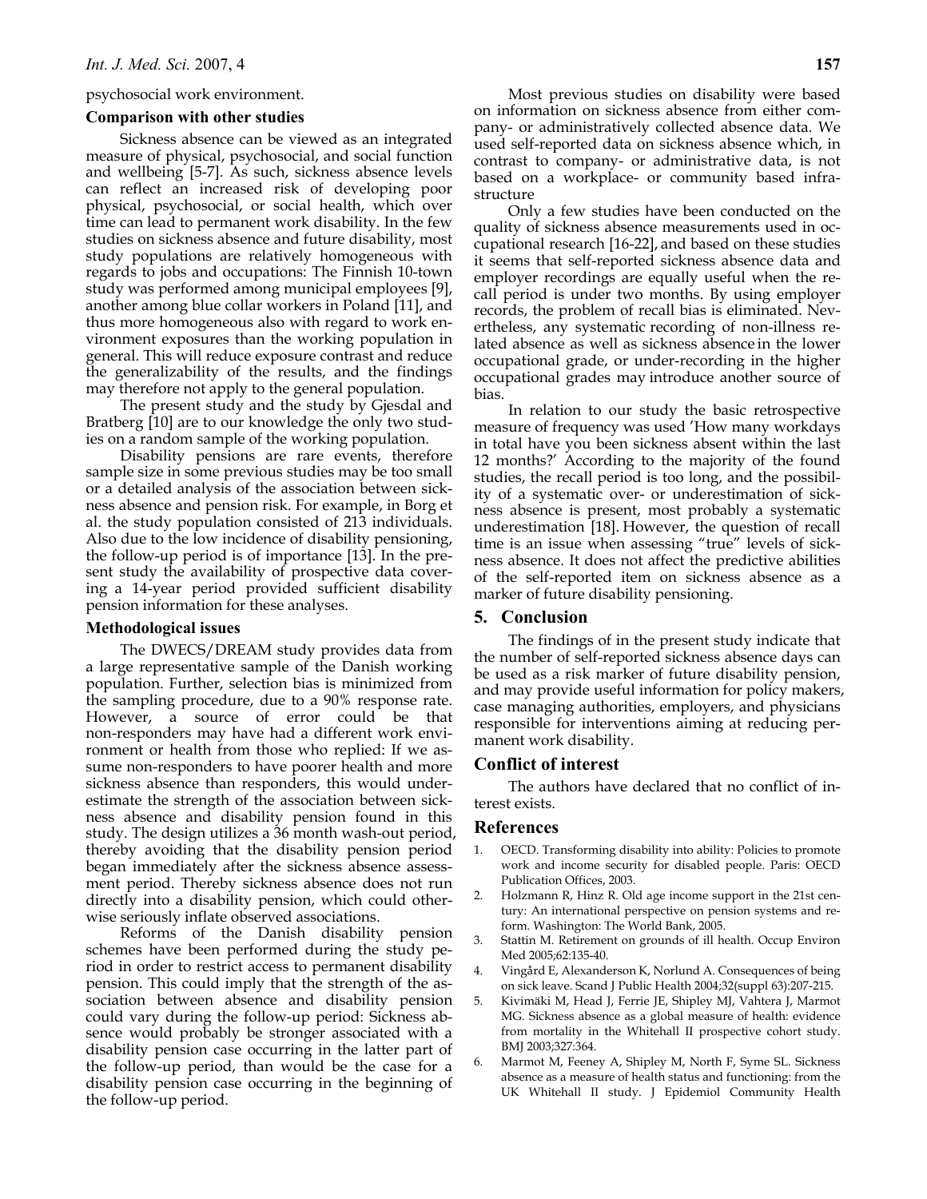psychosocial work environment.

### Comparison with other studies

Sickness absence can be viewed as an integrated measure of physical, psychosocial, and social function and wellbeing [5-7]. As such, sickness absence levels can reflect an increased risk of developing poor physical, psychosocial, or social health, which over time can lead to permanent work disability. In the few studies on sickness absence and future disability, most study populations are relatively homogeneous with regards to jobs and occupations: The Finnish 10-town study was performed among municipal employees [9], another among blue collar workers in Poland [11], and thus more homogeneous also with regard to work environment exposures than the working population in general. This will reduce exposure contrast and reduce the generalizability of the results, and the findings may therefore not apply to the general population.

The present study and the study by Gjesdal and Bratberg [10] are to our knowledge the only two studies on a random sample of the working population.

Disability pensions are rare events, therefore sample size in some previous studies may be too small or a detailed analysis of the association between sickness absence and pension risk. For example, in Borg et al. the study population consisted of 213 individuals. Also due to the low incidence of disability pensioning, the follow-up period is of importance [13]. In the present study the availability of prospective data covering a 14-year period provided sufficient disability pension information for these analyses.

### Methodological issues

The DWECS/DREAM study provides data from a large representative sample of the Danish working population. Further, selection bias is minimized from the sampling procedure, due to a 90% response rate. However, a source of error could be that non-responders may have had a different work environment or health from those who replied: If we assume non-responders to have poorer health and more sickness absence than responders, this would underestimate the strength of the association between sickness absence and disability pension found in this study. The design utilizes a 36 month wash-out period, thereby avoiding that the disability pension period began immediately after the sickness absence assessment period. Thereby sickness absence does not run directly into a disability pension, which could otherwise seriously inflate observed associations.

Reforms of the Danish disability pension schemes have been performed during the study period in order to restrict access to permanent disability pension. This could imply that the strength of the association between absence and disability pension could vary during the follow-up period: Sickness absence would probably be stronger associated with a disability pension case occurring in the latter part of the follow-up period, than would be the case for a disability pension case occurring in the beginning of the follow-up period.

Most previous studies on disability were based on information on sickness absence from either company- or administratively collected absence data. We used self-reported data on sickness absence which, in contrast to company- or administrative data, is not based on a workplace- or community based infrastructure

Only a few studies have been conducted on the quality of sickness absence measurements used in occupational research [16-22], and based on these studies it seems that self-reported sickness absence data and employer recordings are equally useful when the recall period is under two months. By using employer records, the problem of recall bias is eliminated. Nevertheless, any systematic recording of non-illness related absence as well as sickness absence in the lower occupational grade, or under-recording in the higher occupational grades may introduce another source of bias.

In relation to our study the basic retrospective measure of frequency was used 'How many workdays in total have you been sickness absent within the last 12 months?' According to the majority of the found studies, the recall period is too long, and the possibility of a systematic over- or underestimation of sickness absence is present, most probably a systematic underestimation [18]. However, the question of recall time is an issue when assessing "true" levels of sickness absence. It does not affect the predictive abilities of the self-reported item on sickness absence as a marker of future disability pensioning.

## 5. Conclusion

The findings of in the present study indicate that the number of self-reported sickness absence days can be used as a risk marker of future disability pension, and may provide useful information for policy makers, case managing authorities, employers, and physicians responsible for interventions aiming at reducing permanent work disability.

## Conflict of interest

The authors have declared that no conflict of interest exists.

## References

1. OECD. Transforming disability into ability: Policies to promote work and income security for disabled people. Paris: OECD Publication Offices, 2003.
2. Holzmann R, Hinz R. Old age income support in the 21st century: An international perspective on pension systems and reform. Washington: The World Bank, 2005.
3. Stattin M. Retirement on grounds of ill health. Occup Environ Med 2005;62:135-40.
4. Vingård E, Alexanderson K, Norlund A. Consequences of being on sick leave. Scand J Public Health 2004;32(suppl 63):207-215.
5. Kivimäki M, Head J, Ferrie JE, Shipley MJ, Vahtera J, Marmot MG. Sickness absence as a global measure of health: evidence from mortality in the Whitehall II prospective cohort study. BMJ 2003;327:364.
6. Marmot M, Feeney A, Shipley M, North F, Syme SL. Sickness absence as a measure of health status and functioning: from the UK Whitehall II study. J Epidemiol Community Health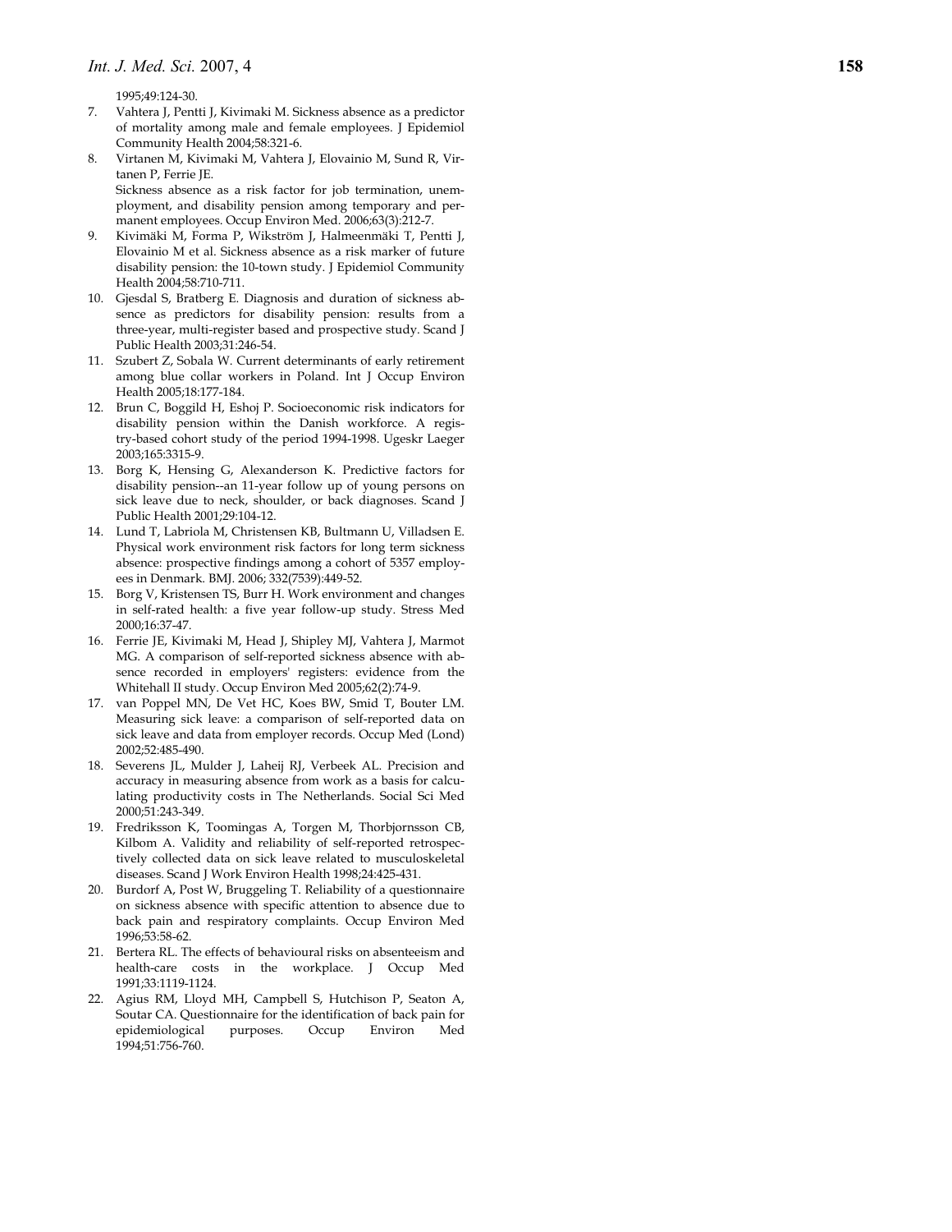1995;49:124-30.

7. Vahtera J, Pentti J, Kivimaki M. Sickness absence as a predictor of mortality among male and female employees. J Epidemiol Community Health 2004;58:321-6.
8. Virtanen M, Kivimaki M, Vahtera J, Elovainio M, Sund R, Virtanen P, Ferrie JE.
   Sickness absence as a risk factor for job termination, unemployment, and disability pension among temporary and permanent employees. Occup Environ Med. 2006;63(3):212-7.
9. Kivimäki M, Forma P, Wikström J, Halmeenmäki T, Pentti J, Elovainio M et al. Sickness absence as a risk marker of future disability pension: the 10-town study. J Epidemiol Community Health 2004;58:710-711.
10. Gjesdal S, Bratberg E. Diagnosis and duration of sickness absence as predictors for disability pension: results from a three-year, multi-register based and prospective study. Scand J Public Health 2003;31:246-54.
11. Szubert Z, Sobala W. Current determinants of early retirement among blue collar workers in Poland. Int J Occup Environ Health 2005;18:177-184.
12. Brun C, Boggild H, Eshoj P. Socioeconomic risk indicators for disability pension within the Danish workforce. A registry-based cohort study of the period 1994-1998. Ugeskr Laeger 2003;165:3315-9.
13. Borg K, Hensing G, Alexanderson K. Predictive factors for disability pension--an 11-year follow up of young persons on sick leave due to neck, shoulder, or back diagnoses. Scand J Public Health 2001;29:104-12.
14. Lund T, Labriola M, Christensen KB, Bultmann U, Villadsen E. Physical work environment risk factors for long term sickness absence: prospective findings among a cohort of 5357 employees in Denmark. BMJ. 2006; 332(7539):449-52.
15. Borg V, Kristensen TS, Burr H. Work environment and changes in self-rated health: a five year follow-up study. Stress Med 2000;16:37-47.
16. Ferrie JE, Kivimaki M, Head J, Shipley MJ, Vahtera J, Marmot MG. A comparison of self-reported sickness absence with absence recorded in employers' registers: evidence from the Whitehall II study. Occup Environ Med 2005;62(2):74-9.
17. van Poppel MN, De Vet HC, Koes BW, Smid T, Bouter LM. Measuring sick leave: a comparison of self-reported data on sick leave and data from employer records. Occup Med (Lond) 2002;52:485-490.
18. Severens JL, Mulder J, Laheij RJ, Verbeek AL. Precision and accuracy in measuring absence from work as a basis for calculating productivity costs in The Netherlands. Social Sci Med 2000;51:243-349.
19. Fredriksson K, Toomingas A, Torgen M, Thorbjornsson CB, Kilbom A. Validity and reliability of self-reported retrospectively collected data on sick leave related to musculoskeletal diseases. Scand J Work Environ Health 1998;24:425-431.
20. Burdorf A, Post W, Bruggeling T. Reliability of a questionnaire on sickness absence with specific attention to absence due to back pain and respiratory complaints. Occup Environ Med 1996;53:58-62.
21. Bertera RL. The effects of behavioural risks on absenteeism and health-care costs in the workplace. J Occup Med 1991;33:1119-1124.
22. Agius RM, Lloyd MH, Campbell S, Hutchison P, Seaton A, Soutar CA. Questionnaire for the identification of back pain for epidemiological purposes. Occup Environ Med 1994;51:756-760.